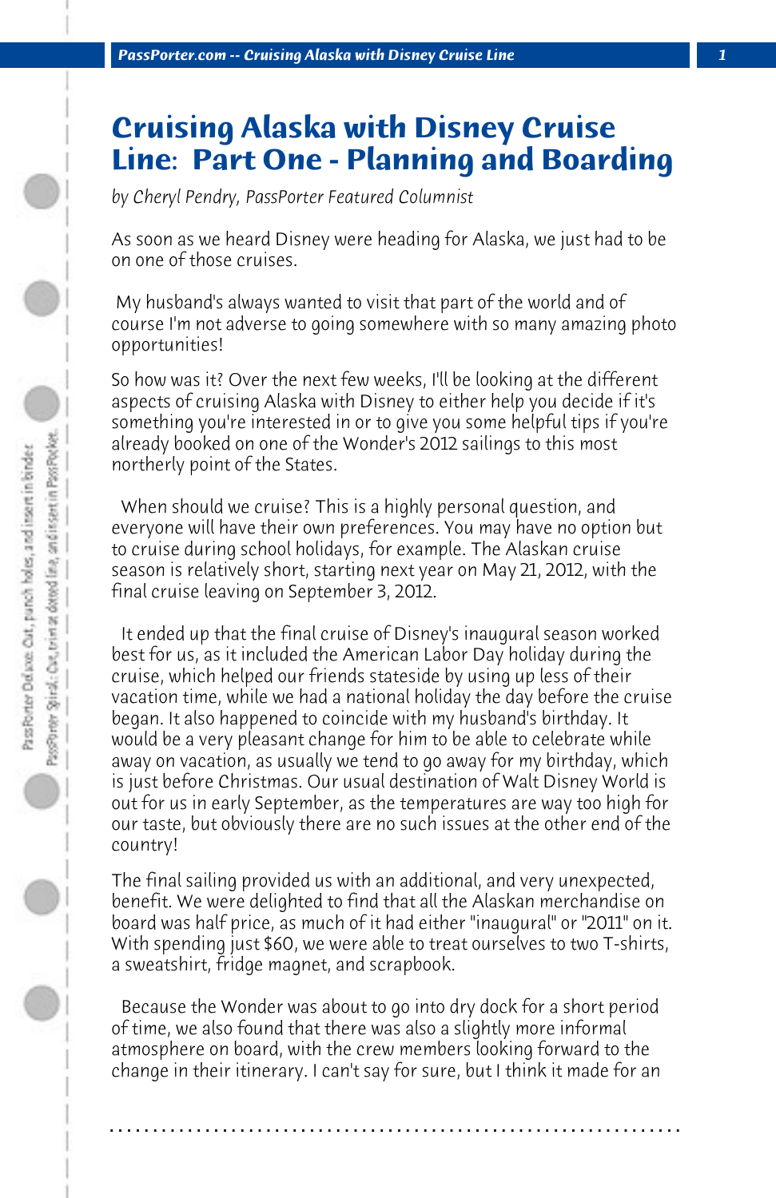# Cruising Alaska with Disney Cruise Line: Part One - Planning and Boarding

*by Cheryl Pendry, PassPorter Featured Columnist*

As soon as we heard Disney were heading for Alaska, we just had to be on one of those cruises.

My husband's always wanted to visit that part of the world and of course I'm not adverse to going somewhere with so many amazing photo opportunities!

So how was it? Over the next few weeks, I'll be looking at the different aspects of cruising Alaska with Disney to either help you decide if it's something you're interested in or to give you some helpful tips if you're already booked on one of the Wonder's 2012 sailings to this most northerly point of the States.

When should we cruise? This is a highly personal question, and everyone will have their own preferences. You may have no option but to cruise during school holidays, for example. The Alaskan cruise season is relatively short, starting next year on May 21, 2012, with the final cruise leaving on September 3, 2012.

It ended up that the final cruise of Disney's inaugural season worked best for us, as it included the American Labor Day holiday during the cruise, which helped our friends stateside by using up less of their vacation time, while we had a national holiday the day before the cruise began. It also happened to coincide with my husband's birthday. It would be a very pleasant change for him to be able to celebrate while away on vacation, as usually we tend to go away for my birthday, which is just before Christmas. Our usual destination of Walt Disney World is out for us in early September, as the temperatures are way too high for our taste, but obviously there are no such issues at the other end of the country!

The final sailing provided us with an additional, and very unexpected, benefit. We were delighted to find that all the Alaskan merchandise on board was half price, as much of it had either "inaugural" or "2011" on it. With spending just $60, we were able to treat ourselves to two T-shirts, a sweatshirt, fridge magnet, and scrapbook.

Because the Wonder was about to go into dry dock for a short period of time, we also found that there was also a slightly more informal atmosphere on board, with the crew members looking forward to the change in their itinerary. I can't say for sure, but I think it made for an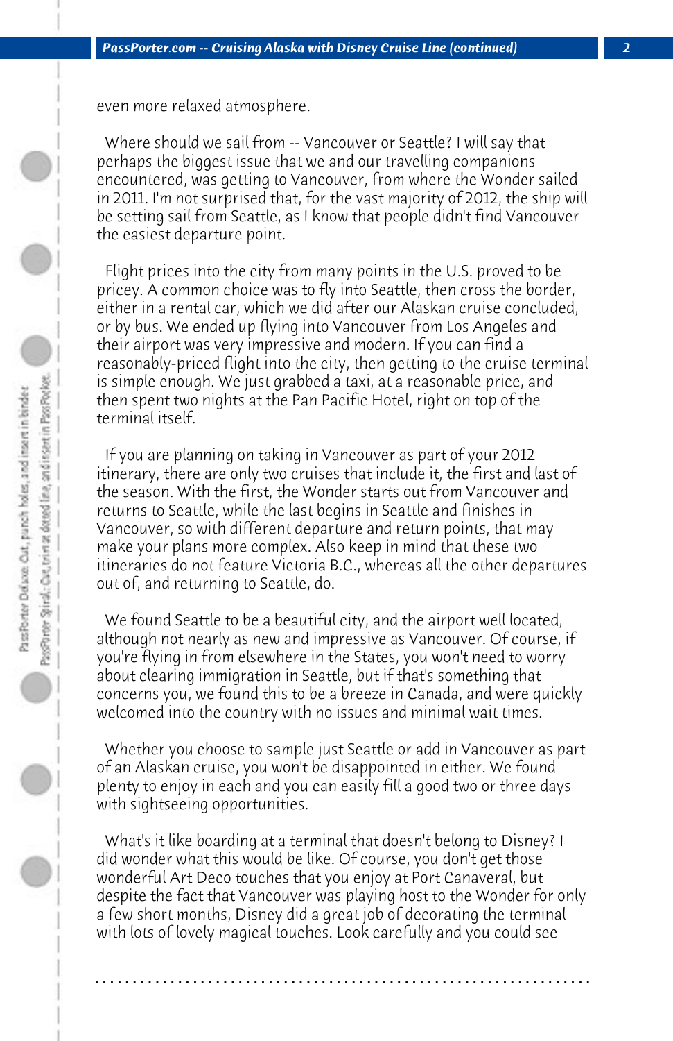even more relaxed atmosphere.

Where should we sail from -- Vancouver or Seattle? I will say that perhaps the biggest issue that we and our travelling companions encountered, was getting to Vancouver, from where the Wonder sailed in 2011. I'm not surprised that, for the vast majority of 2012, the ship will be setting sail from Seattle, as I know that people didn't find Vancouver the easiest departure point.

Flight prices into the city from many points in the U.S. proved to be pricey. A common choice was to fly into Seattle, then cross the border, either in a rental car, which we did after our Alaskan cruise concluded, or by bus. We ended up flying into Vancouver from Los Angeles and their airport was very impressive and modern. If you can find a reasonably-priced flight into the city, then getting to the cruise terminal is simple enough. We just grabbed a taxi, at a reasonable price, and then spent two nights at the Pan Pacific Hotel, right on top of the terminal itself.

If you are planning on taking in Vancouver as part of your 2012 itinerary, there are only two cruises that include it, the first and last of the season. With the first, the Wonder starts out from Vancouver and returns to Seattle, while the last begins in Seattle and finishes in Vancouver, so with different departure and return points, that may make your plans more complex. Also keep in mind that these two itineraries do not feature Victoria B.C., whereas all the other departures out of, and returning to Seattle, do.

We found Seattle to be a beautiful city, and the airport well located, although not nearly as new and impressive as Vancouver. Of course, if you're flying in from elsewhere in the States, you won't need to worry about clearing immigration in Seattle, but if that's something that concerns you, we found this to be a breeze in Canada, and were quickly welcomed into the country with no issues and minimal wait times.

Whether you choose to sample just Seattle or add in Vancouver as part of an Alaskan cruise, you won't be disappointed in either. We found plenty to enjoy in each and you can easily fill a good two or three days with sightseeing opportunities.

What's it like boarding at a terminal that doesn't belong to Disney? I did wonder what this would be like. Of course, you don't get those wonderful Art Deco touches that you enjoy at Port Canaveral, but despite the fact that Vancouver was playing host to the Wonder for only a few short months, Disney did a great job of decorating the terminal with lots of lovely magical touches. Look carefully and you could see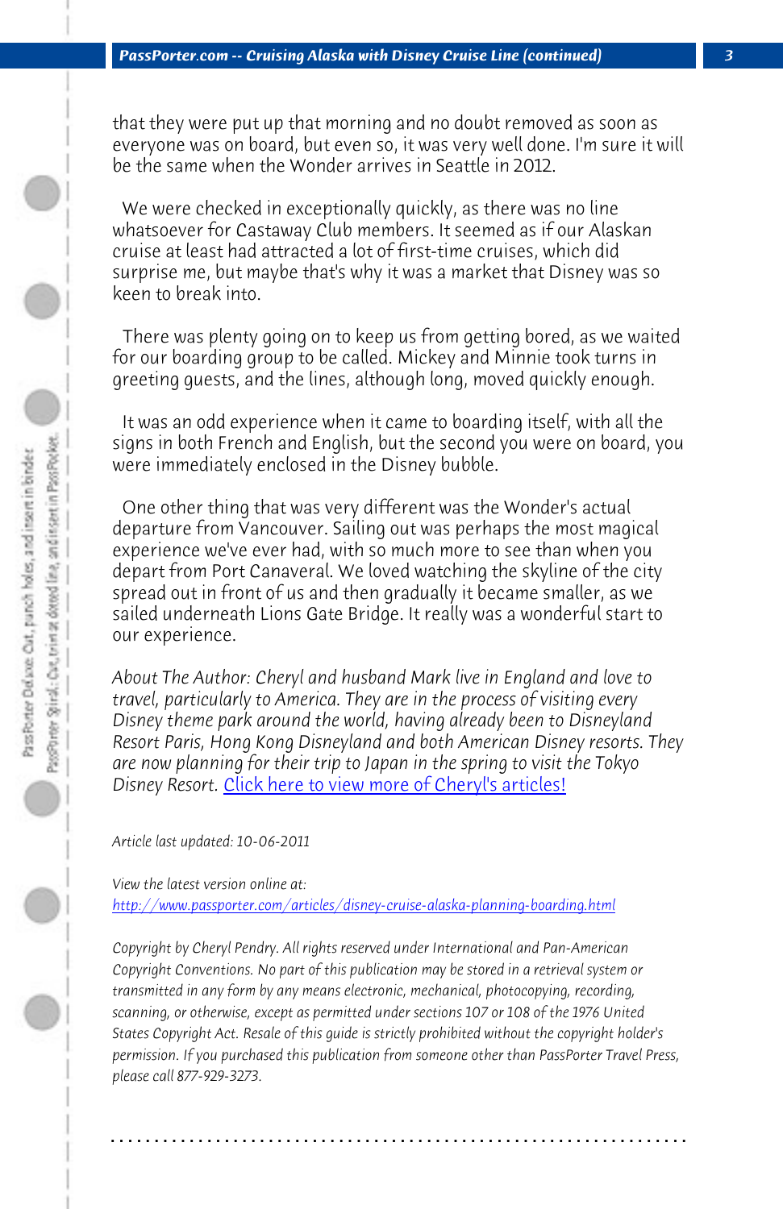that they were put up that morning and no doubt removed as soon as everyone was on board, but even so, it was very well done. I'm sure it will be the same when the Wonder arrives in Seattle in 2012.

We were checked in exceptionally quickly, as there was no line whatsoever for Castaway Club members. It seemed as if our Alaskan cruise at least had attracted a lot of first-time cruises, which did surprise me, but maybe that's why it was a market that Disney was so keen to break into.

There was plenty going on to keep us from getting bored, as we waited for our boarding group to be called. Mickey and Minnie took turns in greeting guests, and the lines, although long, moved quickly enough.

It was an odd experience when it came to boarding itself, with all the signs in both French and English, but the second you were on board, you were immediately enclosed in the Disney bubble.

One other thing that was very different was the Wonder's actual departure from Vancouver. Sailing out was perhaps the most magical experience we've ever had, with so much more to see than when you depart from Port Canaveral. We loved watching the skyline of the city spread out in front of us and then gradually it became smaller, as we sailed underneath Lions Gate Bridge. It really was a wonderful start to our experience.

*About The Author: Cheryl and husband Mark live in England and love to travel, particularly to America. They are in the process of visiting every Disney theme park around the world, having already been to Disneyland Resort Paris, Hong Kong Disneyland and both American Disney resorts. They are now planning for their trip to Japan in the spring to visit the Tokyo Disney Resort.* Click here to view more of Cheryl's articles!

*Article last updated: 10-06-2011*

*View the latest version online at:*
http://www.passporter.com/articles/disney-cruise-alaska-planning-boarding.html

*Copyright by Cheryl Pendry. All rights reserved under International and Pan-American Copyright Conventions. No part of this publication may be stored in a retrieval system or transmitted in any form by any means electronic, mechanical, photocopying, recording, scanning, or otherwise, except as permitted under sections 107 or 108 of the 1976 United States Copyright Act. Resale of this guide is strictly prohibited without the copyright holder's permission. If you purchased this publication from someone other than PassPorter Travel Press, please call 877-929-3273.*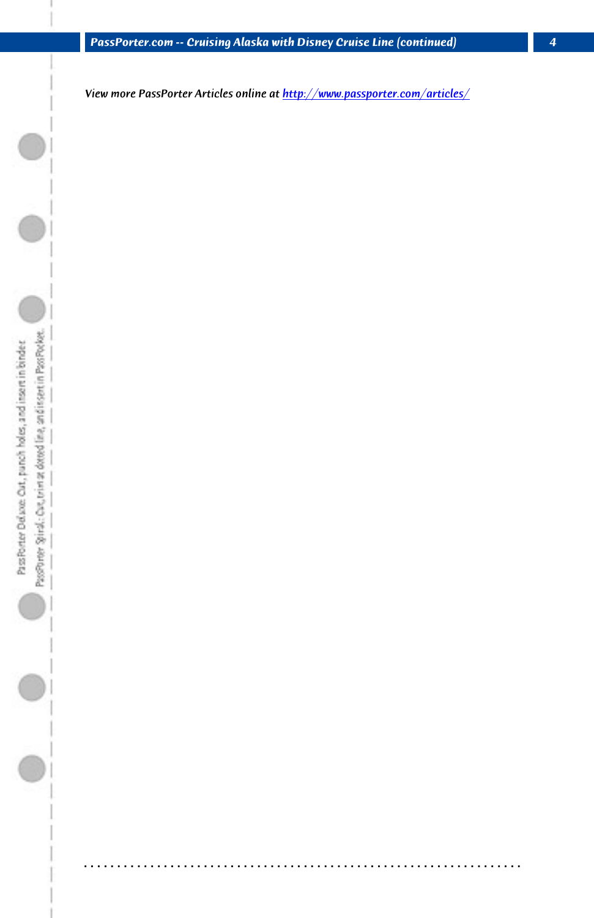*View more PassPorter Articles online at [http://www.passporter.com/articles/](http://www.passporter.com/articles/)*